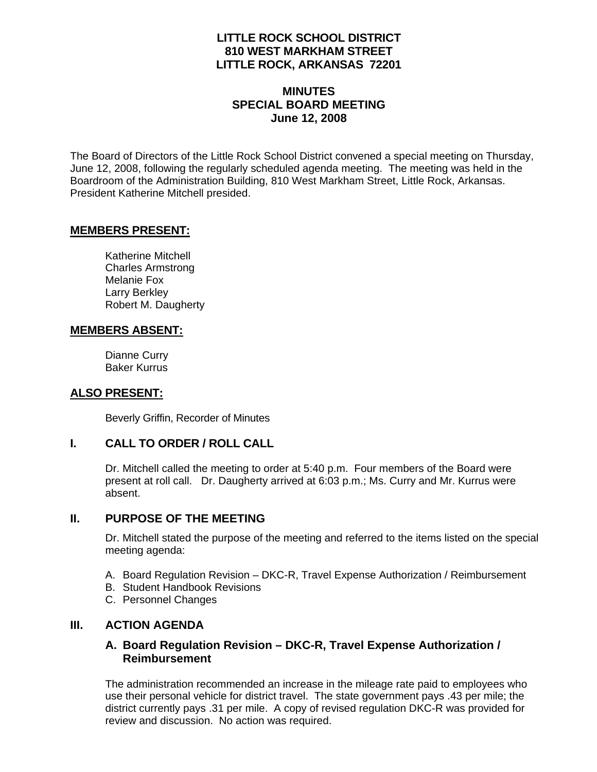**LITTLE ROCK SCHOOL DISTRICT**
**810 WEST MARKHAM STREET**
**LITTLE ROCK, ARKANSAS 72201**

# MINUTES
## SPECIAL BOARD MEETING
**June 12, 2008**

The Board of Directors of the Little Rock School District convened a special meeting on Thursday, June 12, 2008, following the regularly scheduled agenda meeting. The meeting was held in the Boardroom of the Administration Building, 810 West Markham Street, Little Rock, Arkansas. President Katherine Mitchell presided.

**MEMBERS PRESENT:**

Katherine Mitchell
Charles Armstrong
Melanie Fox
Larry Berkley
Robert M. Daugherty

**MEMBERS ABSENT:**

Dianne Curry
Baker Kurrus

**ALSO PRESENT:**

Beverly Griffin, Recorder of Minutes

## I. CALL TO ORDER / ROLL CALL

Dr. Mitchell called the meeting to order at 5:40 p.m. Four members of the Board were present at roll call. Dr. Daugherty arrived at 6:03 p.m.; Ms. Curry and Mr. Kurrus were absent.

## II. PURPOSE OF THE MEETING

Dr. Mitchell stated the purpose of the meeting and referred to the items listed on the special meeting agenda:

A. Board Regulation Revision – DKC-R, Travel Expense Authorization / Reimbursement
B. Student Handbook Revisions
C. Personnel Changes

## III. ACTION AGENDA

### A. Board Regulation Revision – DKC-R, Travel Expense Authorization / Reimbursement

The administration recommended an increase in the mileage rate paid to employees who use their personal vehicle for district travel. The state government pays .43 per mile; the district currently pays .31 per mile. A copy of revised regulation DKC-R was provided for review and discussion. No action was required.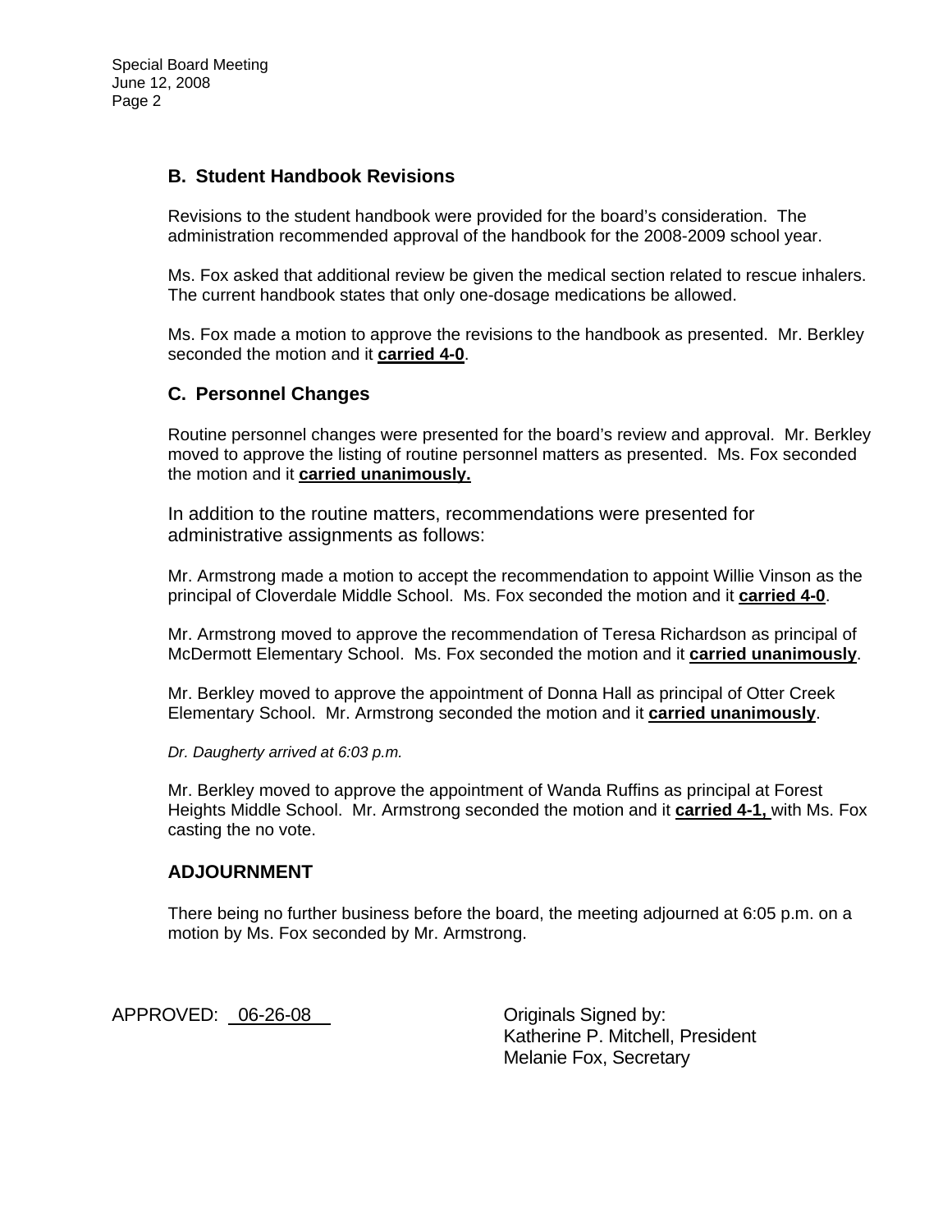## B. Student Handbook Revisions

Revisions to the student handbook were provided for the board's consideration. The administration recommended approval of the handbook for the 2008-2009 school year.

Ms. Fox asked that additional review be given the medical section related to rescue inhalers. The current handbook states that only one-dosage medications be allowed.

Ms. Fox made a motion to approve the revisions to the handbook as presented. Mr. Berkley seconded the motion and it **carried 4-0**.

## C. Personnel Changes

Routine personnel changes were presented for the board's review and approval. Mr. Berkley moved to approve the listing of routine personnel matters as presented. Ms. Fox seconded the motion and it **carried unanimously.**

In addition to the routine matters, recommendations were presented for administrative assignments as follows:

Mr. Armstrong made a motion to accept the recommendation to appoint Willie Vinson as the principal of Cloverdale Middle School. Ms. Fox seconded the motion and it **carried 4-0**.

Mr. Armstrong moved to approve the recommendation of Teresa Richardson as principal of McDermott Elementary School. Ms. Fox seconded the motion and it **carried unanimously**.

Mr. Berkley moved to approve the appointment of Donna Hall as principal of Otter Creek Elementary School. Mr. Armstrong seconded the motion and it **carried unanimously**.

*Dr. Daugherty arrived at 6:03 p.m.*

Mr. Berkley moved to approve the appointment of Wanda Ruffins as principal at Forest Heights Middle School. Mr. Armstrong seconded the motion and it **carried 4-1,** with Ms. Fox casting the no vote.

## ADJOURNMENT

There being no further business before the board, the meeting adjourned at 6:05 p.m. on a motion by Ms. Fox seconded by Mr. Armstrong.

APPROVED: 06-26-08

Originals Signed by:
Katherine P. Mitchell, President
Melanie Fox, Secretary